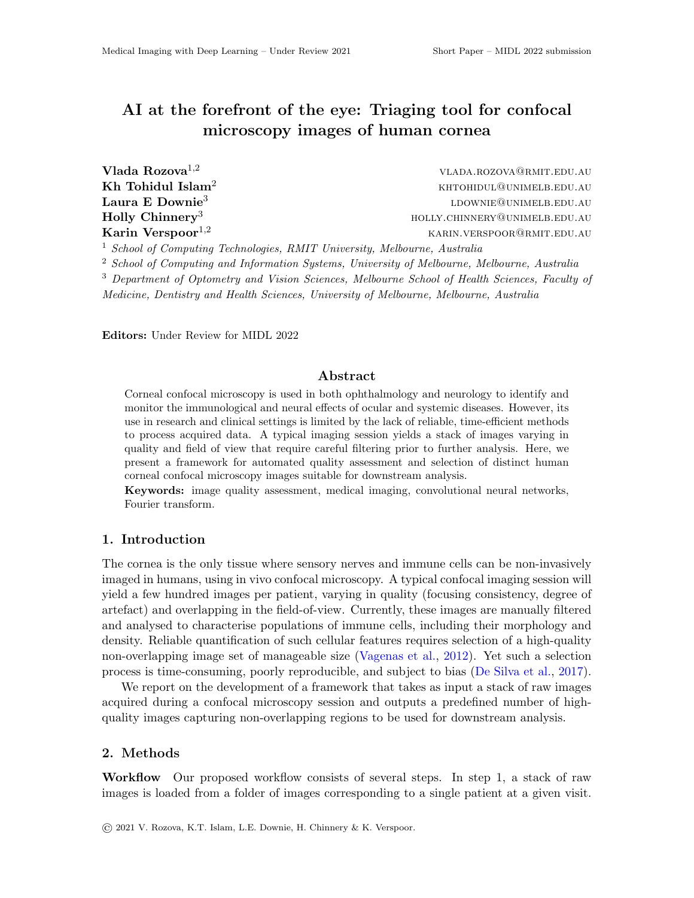# AI at the forefront of the eye: Triaging tool for confocal microscopy images of human cornea

**Vlada Rozova**[1,2] VLADA.ROZOVA@RMIT.EDU.AU
**Kh Tohidul Islam**[2] KHTOHIDUL@UNIMELB.EDU.AU
**Laura E Downie**[3] LDOWNIE@UNIMELB.EDU.AU
**Holly Chinnery**[3] HOLLY.CHINNERY@UNIMELB.EDU.AU
**Karin Verspoor**[1,2] KARIN.VERSPOOR@RMIT.EDU.AU

[1] *School of Computing Technologies, RMIT University, Melbourne, Australia*
[2] *School of Computing and Information Systems, University of Melbourne, Melbourne, Australia*
[3] *Department of Optometry and Vision Sciences, Melbourne School of Health Sciences, Faculty of Medicine, Dentistry and Health Sciences, University of Melbourne, Melbourne, Australia*

**Editors:** Under Review for MIDL 2022

## Abstract

Corneal confocal microscopy is used in both ophthalmology and neurology to identify and monitor the immunological and neural effects of ocular and systemic diseases. However, its use in research and clinical settings is limited by the lack of reliable, time-efficient methods to process acquired data. A typical imaging session yields a stack of images varying in quality and field of view that require careful filtering prior to further analysis. Here, we present a framework for automated quality assessment and selection of distinct human corneal confocal microscopy images suitable for downstream analysis.

**Keywords:** image quality assessment, medical imaging, convolutional neural networks, Fourier transform.

## 1. Introduction

The cornea is the only tissue where sensory nerves and immune cells can be non-invasively imaged in humans, using in vivo confocal microscopy. A typical confocal imaging session will yield a few hundred images per patient, varying in quality (focusing consistency, degree of artefact) and overlapping in the field-of-view. Currently, these images are manually filtered and analysed to characterise populations of immune cells, including their morphology and density. Reliable quantification of such cellular features requires selection of a high-quality non-overlapping image set of manageable size (Vagenas et al., 2012). Yet such a selection process is time-consuming, poorly reproducible, and subject to bias (De Silva et al., 2017).

We report on the development of a framework that takes as input a stack of raw images acquired during a confocal microscopy session and outputs a predefined number of high-quality images capturing non-overlapping regions to be used for downstream analysis.

## 2. Methods

**Workflow** Our proposed workflow consists of several steps. In step 1, a stack of raw images is loaded from a folder of images corresponding to a single patient at a given visit.

© 2021 V. Rozova, K.T. Islam, L.E. Downie, H. Chinnery & K. Verspoor.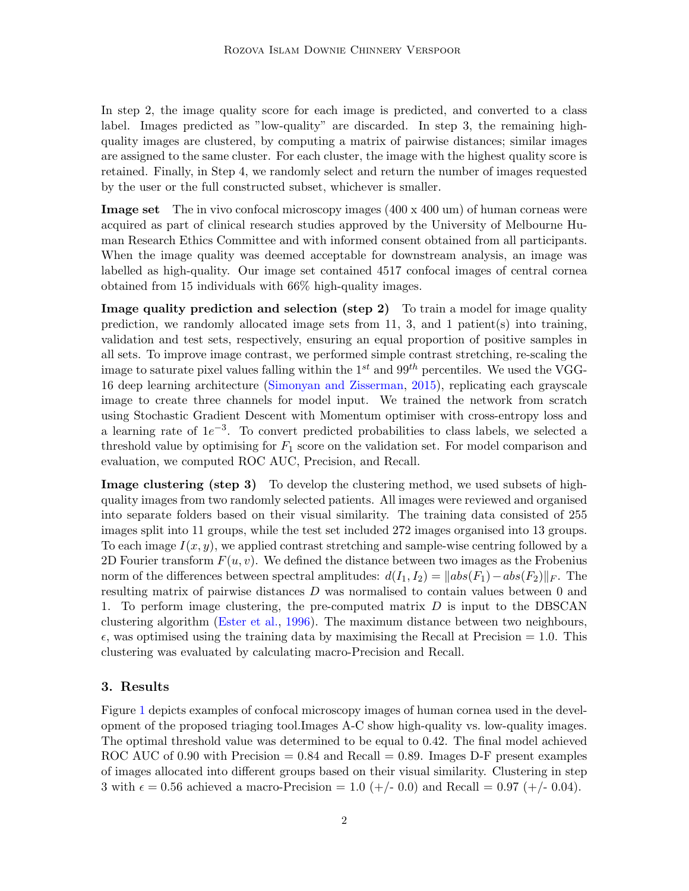In step 2, the image quality score for each image is predicted, and converted to a class label. Images predicted as "low-quality" are discarded. In step 3, the remaining high-quality images are clustered, by computing a matrix of pairwise distances; similar images are assigned to the same cluster. For each cluster, the image with the highest quality score is retained. Finally, in Step 4, we randomly select and return the number of images requested by the user or the full constructed subset, whichever is smaller.

**Image set** The in vivo confocal microscopy images (400 x 400 um) of human corneas were acquired as part of clinical research studies approved by the University of Melbourne Human Research Ethics Committee and with informed consent obtained from all participants. When the image quality was deemed acceptable for downstream analysis, an image was labelled as high-quality. Our image set contained 4517 confocal images of central cornea obtained from 15 individuals with 66% high-quality images.

**Image quality prediction and selection (step 2)** To train a model for image quality prediction, we randomly allocated image sets from 11, 3, and 1 patient(s) into training, validation and test sets, respectively, ensuring an equal proportion of positive samples in all sets. To improve image contrast, we performed simple contrast stretching, re-scaling the image to saturate pixel values falling within the $1^{st}$ and $99^{th}$ percentiles. We used the VGG-16 deep learning architecture (Simonyan and Zisserman, 2015), replicating each grayscale image to create three channels for model input. We trained the network from scratch using Stochastic Gradient Descent with Momentum optimiser with cross-entropy loss and a learning rate of $1e^{-3}$. To convert predicted probabilities to class labels, we selected a threshold value by optimising for $F_1$ score on the validation set. For model comparison and evaluation, we computed ROC AUC, Precision, and Recall.

**Image clustering (step 3)** To develop the clustering method, we used subsets of high-quality images from two randomly selected patients. All images were reviewed and organised into separate folders based on their visual similarity. The training data consisted of 255 images split into 11 groups, while the test set included 272 images organised into 13 groups. To each image $I(x, y)$, we applied contrast stretching and sample-wise centring followed by a 2D Fourier transform $F(u, v)$. We defined the distance between two images as the Frobenius norm of the differences between spectral amplitudes: $d(I_1, I_2) = \|abs(F_1) - abs(F_2)\|_F$. The resulting matrix of pairwise distances $D$ was normalised to contain values between 0 and 1. To perform image clustering, the pre-computed matrix $D$ is input to the DBSCAN clustering algorithm (Ester et al., 1996). The maximum distance between two neighbours, $\epsilon$, was optimised using the training data by maximising the Recall at Precision = 1.0. This clustering was evaluated by calculating macro-Precision and Recall.

## 3. Results

Figure 1 depicts examples of confocal microscopy images of human cornea used in the development of the proposed triaging tool.Images A-C show high-quality vs. low-quality images. The optimal threshold value was determined to be equal to 0.42. The final model achieved ROC AUC of 0.90 with Precision = 0.84 and Recall = 0.89. Images D-F present examples of images allocated into different groups based on their visual similarity. Clustering in step 3 with $\epsilon = 0.56$ achieved a macro-Precision = 1.0 (+/- 0.0) and Recall = 0.97 (+/- 0.04).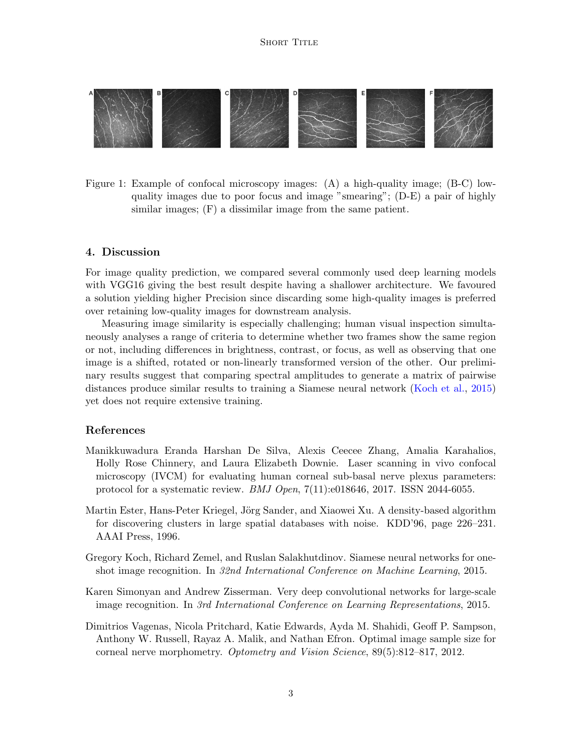Figure 1: Example of confocal microscopy images: (A) a high-quality image; (B-C) low-quality images due to poor focus and image "smearing"; (D-E) a pair of highly similar images; (F) a dissimilar image from the same patient.

## 4. Discussion

For image quality prediction, we compared several commonly used deep learning models with VGG16 giving the best result despite having a shallower architecture. We favoured a solution yielding higher Precision since discarding some high-quality images is preferred over retaining low-quality images for downstream analysis.

Measuring image similarity is especially challenging; human visual inspection simultaneously analyses a range of criteria to determine whether two frames show the same region or not, including differences in brightness, contrast, or focus, as well as observing that one image is a shifted, rotated or non-linearly transformed version of the other. Our preliminary results suggest that comparing spectral amplitudes to generate a matrix of pairwise distances produce similar results to training a Siamese neural network (Koch et al., 2015) yet does not require extensive training.

## References

Manikkuwadura Eranda Harshan De Silva, Alexis Ceecee Zhang, Amalia Karahalios, Holly Rose Chinnery, and Laura Elizabeth Downie. Laser scanning in vivo confocal microscopy (IVCM) for evaluating human corneal sub-basal nerve plexus parameters: protocol for a systematic review. *BMJ Open*, 7(11):e018646, 2017. ISSN 2044-6055.

Martin Ester, Hans-Peter Kriegel, Jörg Sander, and Xiaowei Xu. A density-based algorithm for discovering clusters in large spatial databases with noise. KDD'96, page 226–231. AAAI Press, 1996.

Gregory Koch, Richard Zemel, and Ruslan Salakhutdinov. Siamese neural networks for one-shot image recognition. In *32nd International Conference on Machine Learning*, 2015.

Karen Simonyan and Andrew Zisserman. Very deep convolutional networks for large-scale image recognition. In *3rd International Conference on Learning Representations*, 2015.

Dimitrios Vagenas, Nicola Pritchard, Katie Edwards, Ayda M. Shahidi, Geoff P. Sampson, Anthony W. Russell, Rayaz A. Malik, and Nathan Efron. Optimal image sample size for corneal nerve morphometry. *Optometry and Vision Science*, 89(5):812–817, 2012.